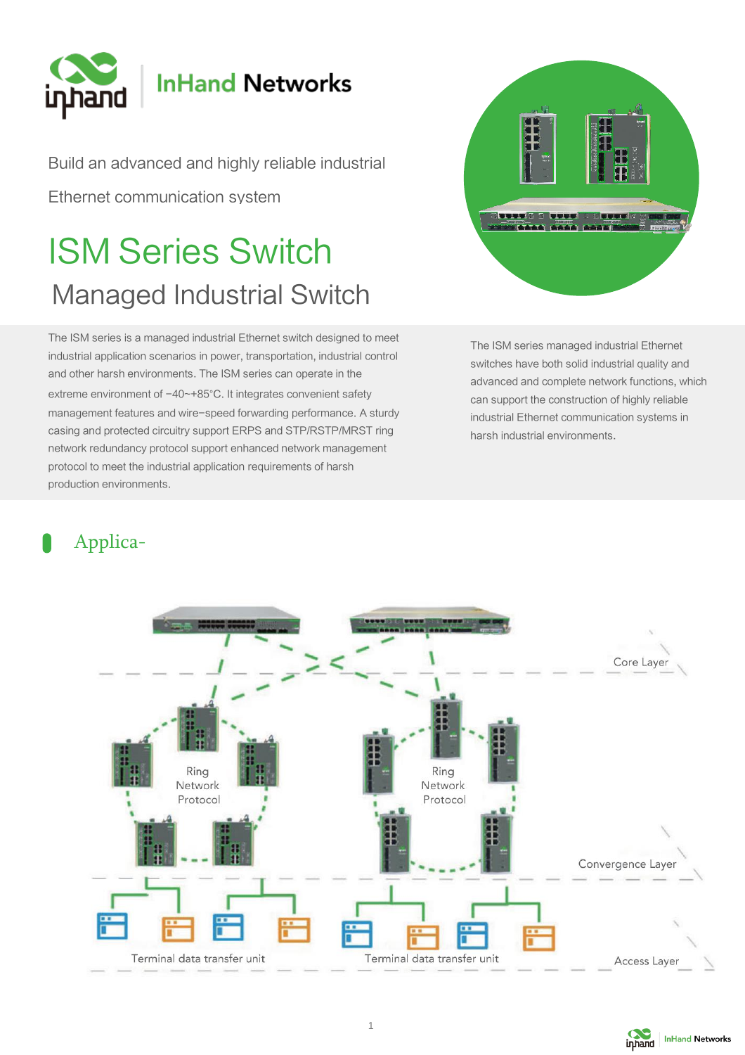InHand Networks

Build an advanced and highly reliable industrial Ethernet communication system

# ISM Series Switch

## Managed Industrial Switch

The ISM series is a managed industrial Ethernet switch designed to meet industrial application scenarios in power, transportation, industrial control and other harsh environments. The ISM series can operate in the extreme environment of −40~+85°C. It integrates convenient safety management features and wire−speed forwarding performance. A sturdy casing and protected circuitry support ERPS and STP/RSTP/MRST ring network redundancy protocol support enhanced network management protocol to meet the industrial application requirements of harsh production environments.

The ISM series managed industrial Ethernet switches have both solid industrial quality and advanced and complete network functions, which can support the construction of highly reliable industrial Ethernet communication systems in harsh industrial environments.

## Applica-

Core Layer

Ring Network Protocol

Ring Network Protocol

Convergence Layer

Terminal data transfer unit

Terminal data transfer unit

Access Layer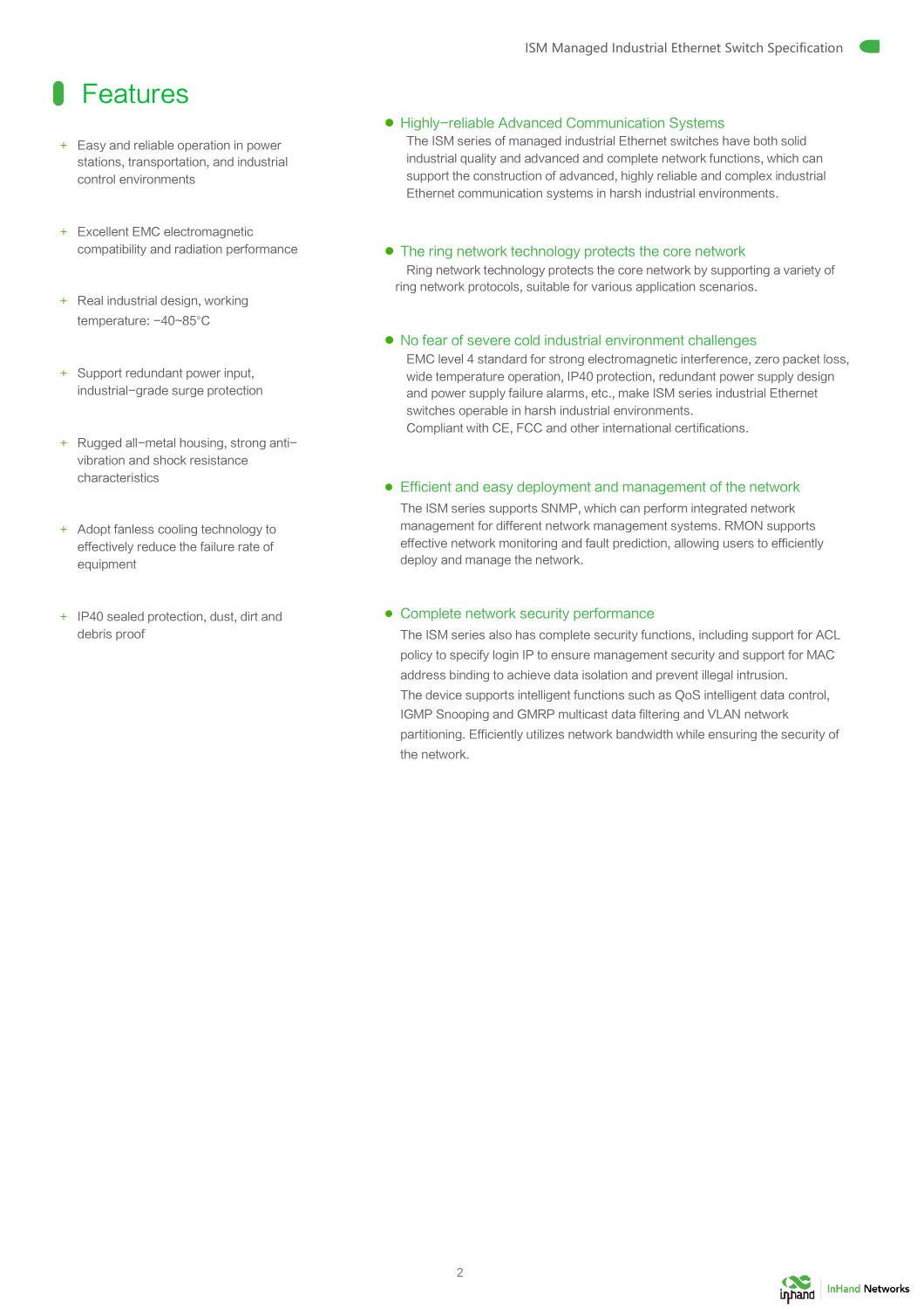# Features

- Easy and reliable operation in power stations, transportation, and industrial control environments
- Excellent EMC electromagnetic compatibility and radiation performance
- Real industrial design, working temperature: −40~85°C
- Support redundant power input, industrial−grade surge protection
- Rugged all−metal housing, strong anti−vibration and shock resistance characteristics
- Adopt fanless cooling technology to effectively reduce the failure rate of equipment
- IP40 sealed protection, dust, dirt and debris proof

## Highly−reliable Advanced Communication Systems

The ISM series of managed industrial Ethernet switches have both solid industrial quality and advanced and complete network functions, which can support the construction of advanced, highly reliable and complex industrial Ethernet communication systems in harsh industrial environments.

## The ring network technology protects the core network

Ring network technology protects the core network by supporting a variety of ring network protocols, suitable for various application scenarios.

## No fear of severe cold industrial environment challenges

EMC level 4 standard for strong electromagnetic interference, zero packet loss, wide temperature operation, IP40 protection, redundant power supply design and power supply failure alarms, etc., make ISM series industrial Ethernet switches operable in harsh industrial environments.

Compliant with CE, FCC and other international certifications.

## Efficient and easy deployment and management of the network

The ISM series supports SNMP, which can perform integrated network management for different network management systems. RMON supports effective network monitoring and fault prediction, allowing users to efficiently deploy and manage the network.

## Complete network security performance

The ISM series also has complete security functions, including support for ACL policy to specify login IP to ensure management security and support for MAC address binding to achieve data isolation and prevent illegal intrusion.

The device supports intelligent functions such as QoS intelligent data control, IGMP Snooping and GMRP multicast data filtering and VLAN network partitioning. Efficiently utilizes network bandwidth while ensuring the security of the network.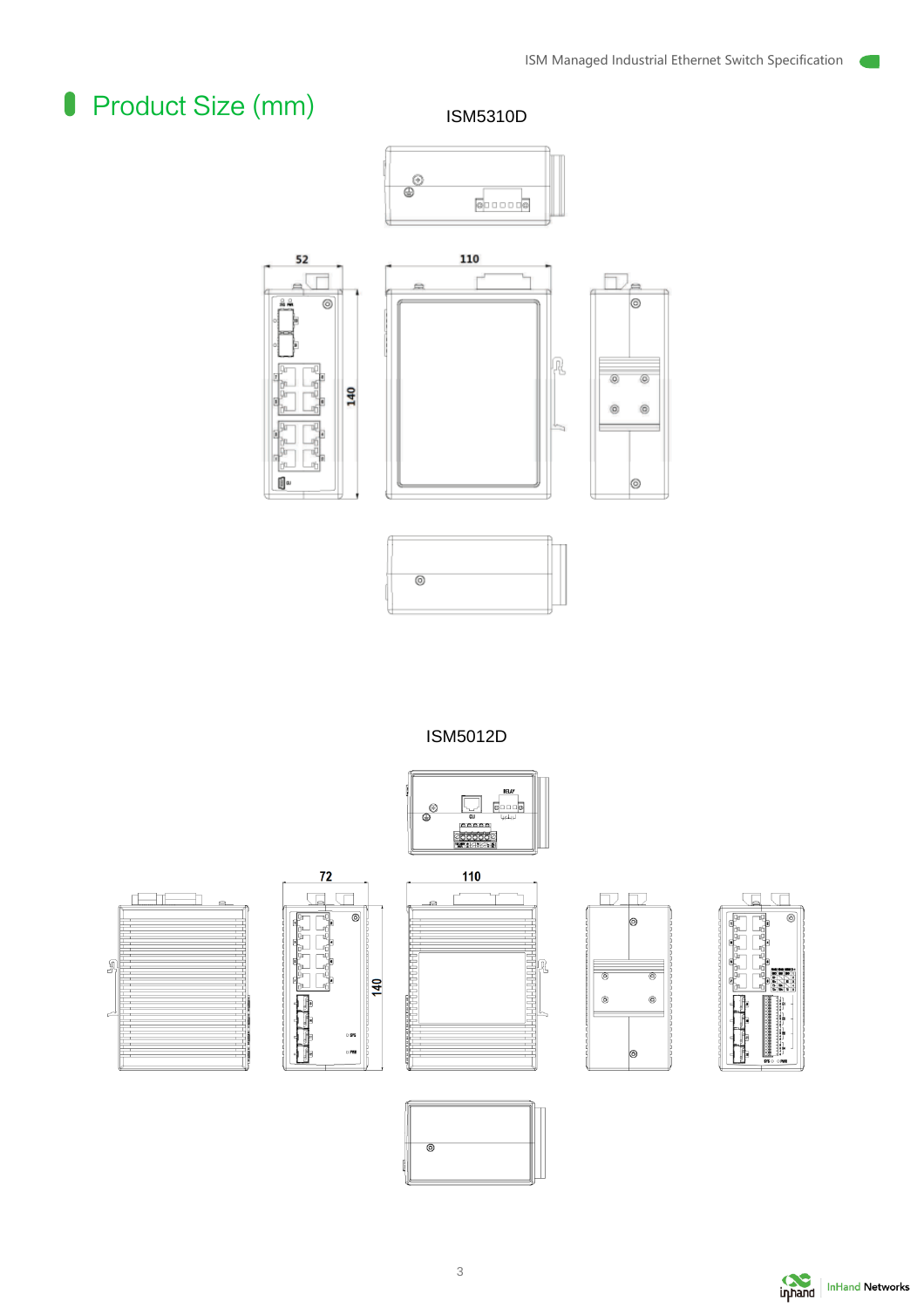# Product Size (mm)

ISM5310D

52

110

140

ISM5012D

72

110

140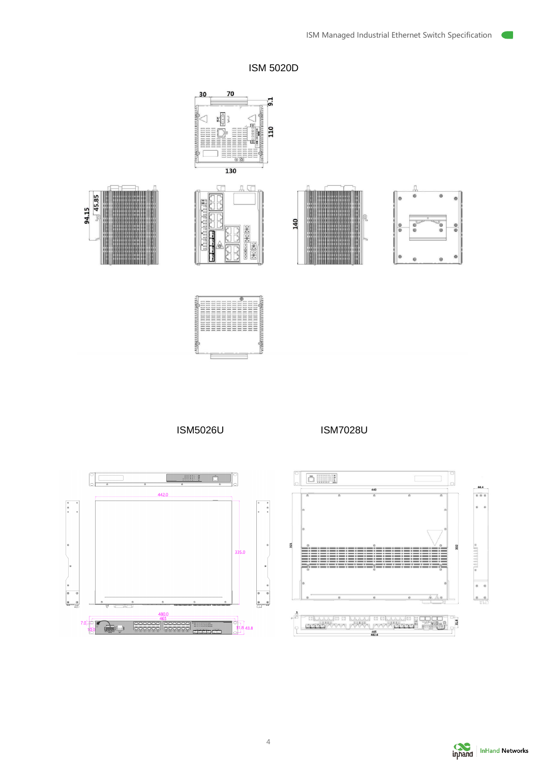ISM 5020D

30
70
9.1
110
130
94.15
45.85
140

ISM5026U

442.0
335.0
480.0
465
7.0
10.0
31.8
43.8

ISM7028U

440
44.4
321
332
3
31.8
465
482.6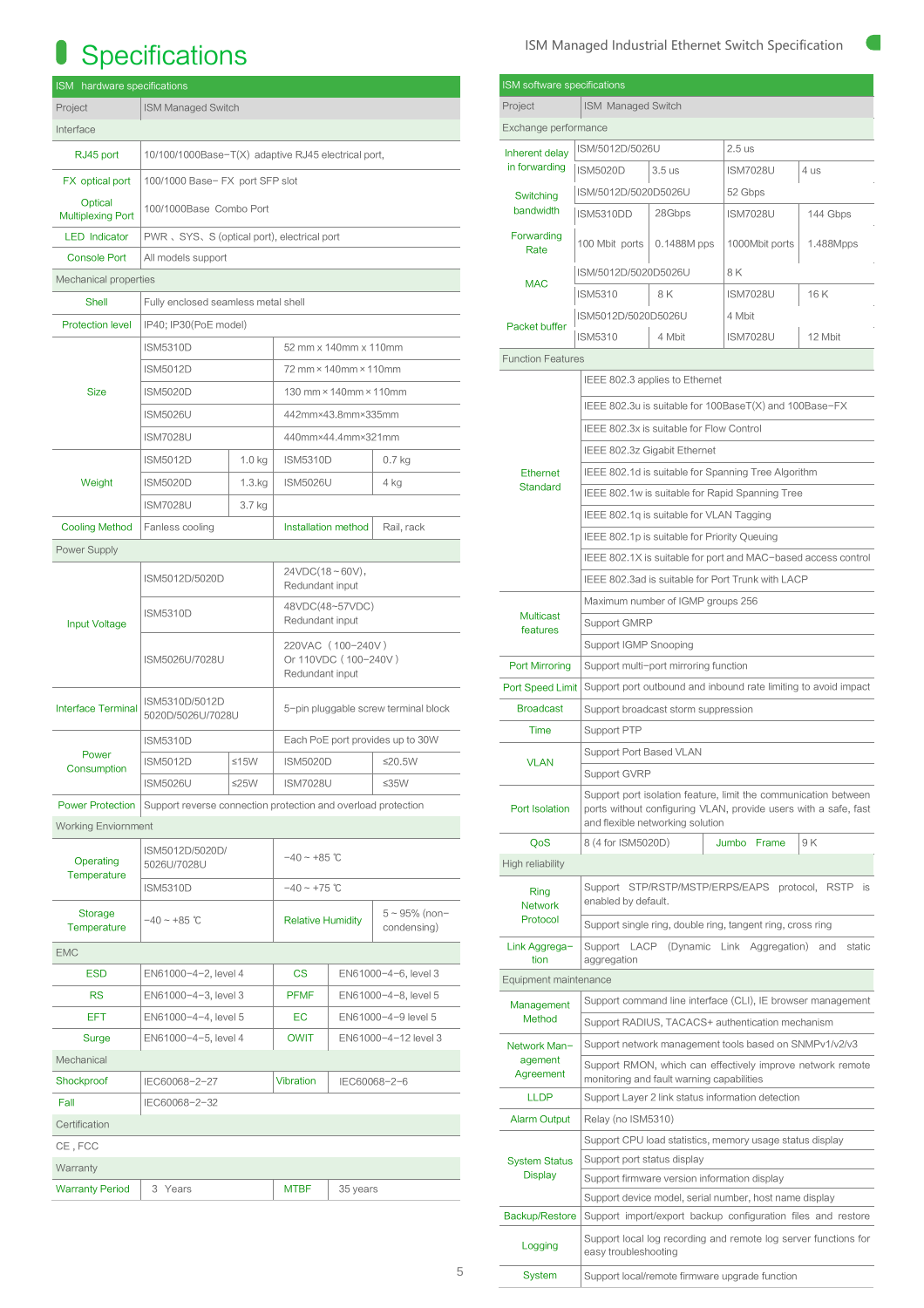# Specifications

## ISM hardware specifications

| | | | | |
|---|---|---|---|---|
| Project | ISM Managed Switch | | | |
| **Interface** | | | | |
| RJ45 port | 10/100/1000Base−T(X) adaptive RJ45 electrical port, | | | |
| FX optical port | 100/1000 Base− FX port SFP slot | | | |
| Optical Multiplexing Port | 100/1000Base Combo Port | | | |
| LED Indicator | PWR 、SYS、S (optical port), electrical port | | | |
| Console Port | All models support | | | |
| **Mechanical properties** | | | | |
| Shell | Fully enclosed seamless metal shell | | | |
| Protection level | IP40; IP30(PoE model) | | | |
| Size | ISM5310D | | 52 mm x 140mm x 110mm | |
| | ISM5012D | | 72 mm × 140mm × 110mm | |
| | ISM5020D | | 130 mm × 140mm × 110mm | |
| | ISM5026U | | 442mm×43.8mm×335mm | |
| | ISM7028U | | 440mm×44.4mm×321mm | |
| Weight | ISM5012D | 1.0 kg | ISM5310D | 0.7 kg |
| | ISM5020D | 1.3.kg | ISM5026U | 4 kg |
| | ISM7028U | 3.7 kg | | |
| Cooling Method | Fanless cooling | | Installation method | Rail, rack |
| **Power Supply** | | | | |
| Input Voltage | ISM5012D/5020D | | 24VDC(18～60V), Redundant input | |
| | ISM5310D | | 48VDC(48~57VDC) Redundant input | |
| | ISM5026U/7028U | | 220VAC （100−240V） Or 110VDC（100−240V） Redundant input | |
| Interface Terminal | ISM5310D/5012D 5020D/5026U/7028U | | 5−pin pluggable screw terminal block | |
| Power Consumption | ISM5310D | | Each PoE port provides up to 30W | |
| | ISM5012D | ≤15W | ISM5020D | ≤20.5W |
| | ISM5026U | ≤25W | ISM7028U | ≤35W |
| Power Protection | Support reverse connection protection and overload protection | | | |
| **Working Enviornment** | | | | |
| Operating Temperature | ISM5012D/5020D/ 5026U/7028U | | −40 ~ +85 ℃ | |
| | ISM5310D | | −40 ~ +75 ℃ | |
| Storage Temperature | −40 ~ +85 ℃ | | Relative Humidity | 5 ~ 95% (non−condensing) |
| **EMC** | | | | |
| ESD | EN61000−4−2, level 4 | | CS | EN61000−4−6, level 3 |
| RS | EN61000−4−3, level 3 | | PFMF | EN61000−4−8, level 5 |
| EFT | EN61000−4−4, level 5 | | EC | EN61000−4−9 level 5 |
| Surge | EN61000−4−5, level 4 | | OWIT | EN61000−4−12 level 3 |
| **Mechanical** | | | | |
| Shockproof | IEC60068−2−27 | | Vibration | IEC60068−2−6 |
| Fall | IEC60068−2−32 | | | |
| **Certification** | | | | |
| CE , FCC | | | | |
| **Warranty** | | | | |
| Warranty Period | 3 Years | | MTBF | 35 years |

## ISM software specifications

| | | | | |
|---|---|---|---|---|
| Project | ISM Managed Switch | | | |
| **Exchange performance** | | | | |
| Inherent delay in forwarding | ISM/5012D/5026U | | 2.5 us | |
| | ISM5020D | 3.5 us | ISM7028U | 4 us |
| Switching bandwidth | ISM/5012D/5020D5026U | | 52 Gbps | |
| | ISM5310DD | 28Gbps | ISM7028U | 144 Gbps |
| Forwarding Rate | 100 Mbit ports | 0.1488M pps | 1000Mbit ports | 1.488Mpps |
| MAC | ISM/5012D/5020D5026U | | 8 K | |
| | ISM5310 | 8 K | ISM7028U | 16 K |
| Packet buffer | ISM5012D/5020D5026U | | 4 Mbit | |
| | ISM5310 | 4 Mbit | ISM7028U | 12 Mbit |
| **Function Features** | | | | |
| Ethernet Standard | IEEE 802.3 applies to Ethernet | | | |
| | IEEE 802.3u is suitable for 100BaseT(X) and 100Base−FX | | | |
| | IEEE 802.3x is suitable for Flow Control | | | |
| | IEEE 802.3z Gigabit Ethernet | | | |
| | IEEE 802.1d is suitable for Spanning Tree Algorithm | | | |
| | IEEE 802.1w is suitable for Rapid Spanning Tree | | | |
| | IEEE 802.1q is suitable for VLAN Tagging | | | |
| | IEEE 802.1p is suitable for Priority Queuing | | | |
| | IEEE 802.1X is suitable for port and MAC−based access control | | | |
| | IEEE 802.3ad is suitable for Port Trunk with LACP | | | |
| Multicast features | Maximum number of IGMP groups 256 | | | |
| | Support GMRP | | | |
| | Support IGMP Snooping | | | |
| Port Mirroring | Support multi−port mirroring function | | | |
| Port Speed Limit | Support port outbound and inbound rate limiting to avoid impact | | | |
| Broadcast | Support broadcast storm suppression | | | |
| Time | Support PTP | | | |
| VLAN | Support Port Based VLAN | | | |
| | Support GVRP | | | |
| Port Isolation | Support port isolation feature, limit the communication between ports without configuring VLAN, provide users with a safe, fast and flexible networking solution | | | |
| QoS | 8 (4 for ISM5020D) | | Jumbo Frame | 9 K |
| **High reliability** | | | | |
| Ring Network Protocol | Support STP/RSTP/MSTP/ERPS/EAPS protocol, RSTP is enabled by default. | | | |
| | Support single ring, double ring, tangent ring, cross ring | | | |
| Link Aggregation | Support LACP (Dynamic Link Aggregation) and static aggregation | | | |
| **Equipment maintenance** | | | | |
| Management Method | Support command line interface (CLI), IE browser management | | | |
| | Support RADIUS, TACACS+ authentication mechanism | | | |
| Network Management Agreement | Support network management tools based on SNMPv1/v2/v3 | | | |
| | Support RMON, which can effectively improve network remote monitoring and fault warning capabilities | | | |
| LLDP | Support Layer 2 link status information detection | | | |
| Alarm Output | Relay (no ISM5310) | | | |
| System Status Display | Support CPU load statistics, memory usage status display | | | |
| | Support port status display | | | |
| | Support firmware version information display | | | |
| | Support device model, serial number, host name display | | | |
| Backup/Restore | Support import/export backup configuration files and restore | | | |
| Logging | Support local log recording and remote log server functions for easy troubleshooting | | | |
| System | Support local/remote firmware upgrade function | | | |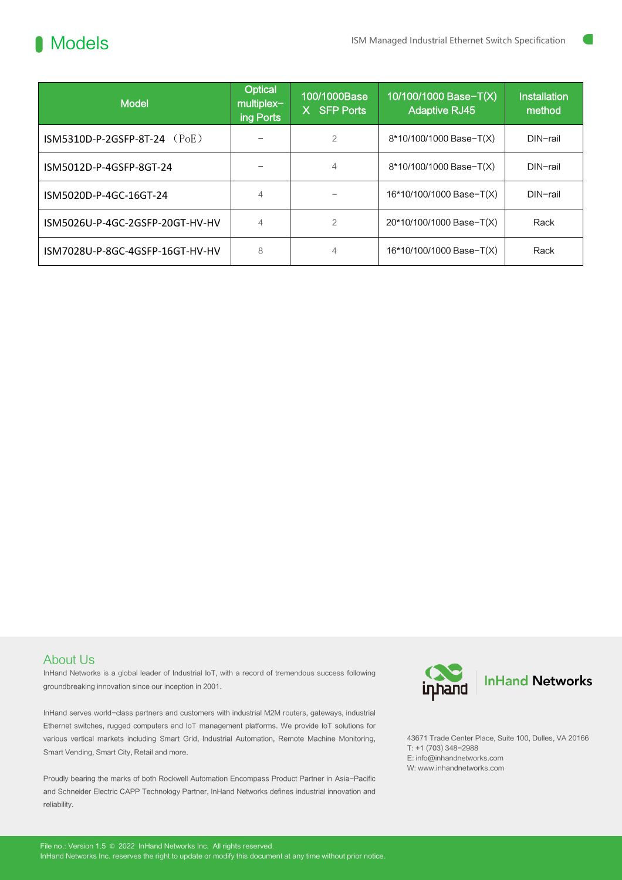# Models

| Model | Optical multiplex-ing Ports | 100/1000Base X SFP Ports | 10/100/1000 Base-T(X) Adaptive RJ45 | Installation method |
|---|---|---|---|---|
| ISM5310D-P-2GSFP-8T-24 （PoE） | - | 2 | 8*10/100/1000 Base-T(X) | DIN-rail |
| ISM5012D-P-4GSFP-8GT-24 | - | 4 | 8*10/100/1000 Base-T(X) | DIN-rail |
| ISM5020D-P-4GC-16GT-24 | 4 | - | 16*10/100/1000 Base-T(X) | DIN-rail |
| ISM5026U-P-4GC-2GSFP-20GT-HV-HV | 4 | 2 | 20*10/100/1000 Base-T(X) | Rack |
| ISM7028U-P-8GC-4GSFP-16GT-HV-HV | 8 | 4 | 16*10/100/1000 Base-T(X) | Rack |

## About Us

InHand Networks is a global leader of Industrial IoT, with a record of tremendous success following groundbreaking innovation since our inception in 2001.

InHand serves world-class partners and customers with industrial M2M routers, gateways, industrial Ethernet switches, rugged computers and IoT management platforms. We provide IoT solutions for various vertical markets including Smart Grid, Industrial Automation, Remote Machine Monitoring, Smart Vending, Smart City, Retail and more.

Proudly bearing the marks of both Rockwell Automation Encompass Product Partner in Asia-Pacific and Schneider Electric CAPP Technology Partner, InHand Networks defines industrial innovation and reliability.

InHand Networks

43671 Trade Center Place, Suite 100, Dulles, VA 20166
T: +1 (703) 348-2988
E: info@inhandnetworks.com
W: www.inhandnetworks.com

File no.: Version 1.5 © 2022 InHand Networks Inc. All rights reserved.
InHand Networks Inc. reserves the right to update or modify this document at any time without prior notice.